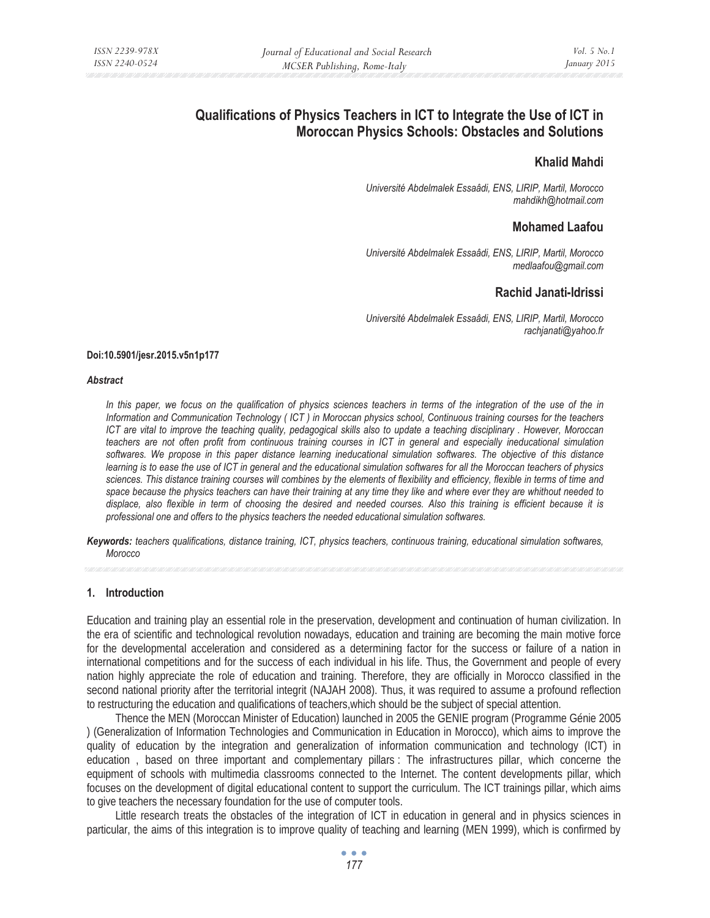# Qualifications of Physics Teachers in ICT to Integrate the Use of ICT in Moroccan Physics Schools: Obstacles and Solutions

## Khalid Mahdi

*Université Abdelmalek Essaâdi, ENS, LIRIP, Martil, Morocco*
*mahdikh@hotmail.com*

## Mohamed Laafou

*Université Abdelmalek Essaâdi, ENS, LIRIP, Martil, Morocco*
*medlaafou@gmail.com*

## Rachid Janati-Idrissi

*Université Abdelmalek Essaâdi, ENS, LIRIP, Martil, Morocco*
*rachjanati@yahoo.fr*

**Doi:10.5901/jesr.2015.v5n1p177**

***Abstract***

*In this paper, we focus on the qualification of physics sciences teachers in terms of the integration of the use of the in Information and Communication Technology ( ICT ) in Moroccan physics school, Continuous training courses for the teachers ICT are vital to improve the teaching quality, pedagogical skills also to update a teaching disciplinary . However, Moroccan teachers are not often profit from continuous training courses in ICT in general and especially ineducational simulation softwares. We propose in this paper distance learning ineducational simulation softwares. The objective of this distance learning is to ease the use of ICT in general and the educational simulation softwares for all the Moroccan teachers of physics sciences. This distance training courses will combines by the elements of flexibility and efficiency, flexible in terms of time and space because the physics teachers can have their training at any time they like and where ever they are whithout needed to displace, also flexible in term of choosing the desired and needed courses. Also this training is efficient because it is professional one and offers to the physics teachers the needed educational simulation softwares.*

***Keywords:*** *teachers qualifications, distance training, ICT, physics teachers, continuous training, educational simulation softwares, Morocco*

## 1. Introduction

Education and training play an essential role in the preservation, development and continuation of human civilization. In the era of scientific and technological revolution nowadays, education and training are becoming the main motive force for the developmental acceleration and considered as a determining factor for the success or failure of a nation in international competitions and for the success of each individual in his life. Thus, the Government and people of every nation highly appreciate the role of education and training. Therefore, they are officially in Morocco classified in the second national priority after the territorial integrit (NAJAH 2008). Thus, it was required to assume a profound reflection to restructuring the education and qualifications of teachers,which should be the subject of special attention.

Thence the MEN (Moroccan Minister of Education) launched in 2005 the GENIE program (Programme Génie 2005 ) (Generalization of Information Technologies and Communication in Education in Morocco), which aims to improve the quality of education by the integration and generalization of information communication and technology (ICT) in education , based on three important and complementary pillars : The infrastructures pillar, which concerne the equipment of schools with multimedia classrooms connected to the Internet. The content developments pillar, which focuses on the development of digital educational content to support the curriculum. The ICT trainings pillar, which aims to give teachers the necessary foundation for the use of computer tools.

Little research treats the obstacles of the integration of ICT in education in general and in physics sciences in particular, the aims of this integration is to improve quality of teaching and learning (MEN 1999), which is confirmed by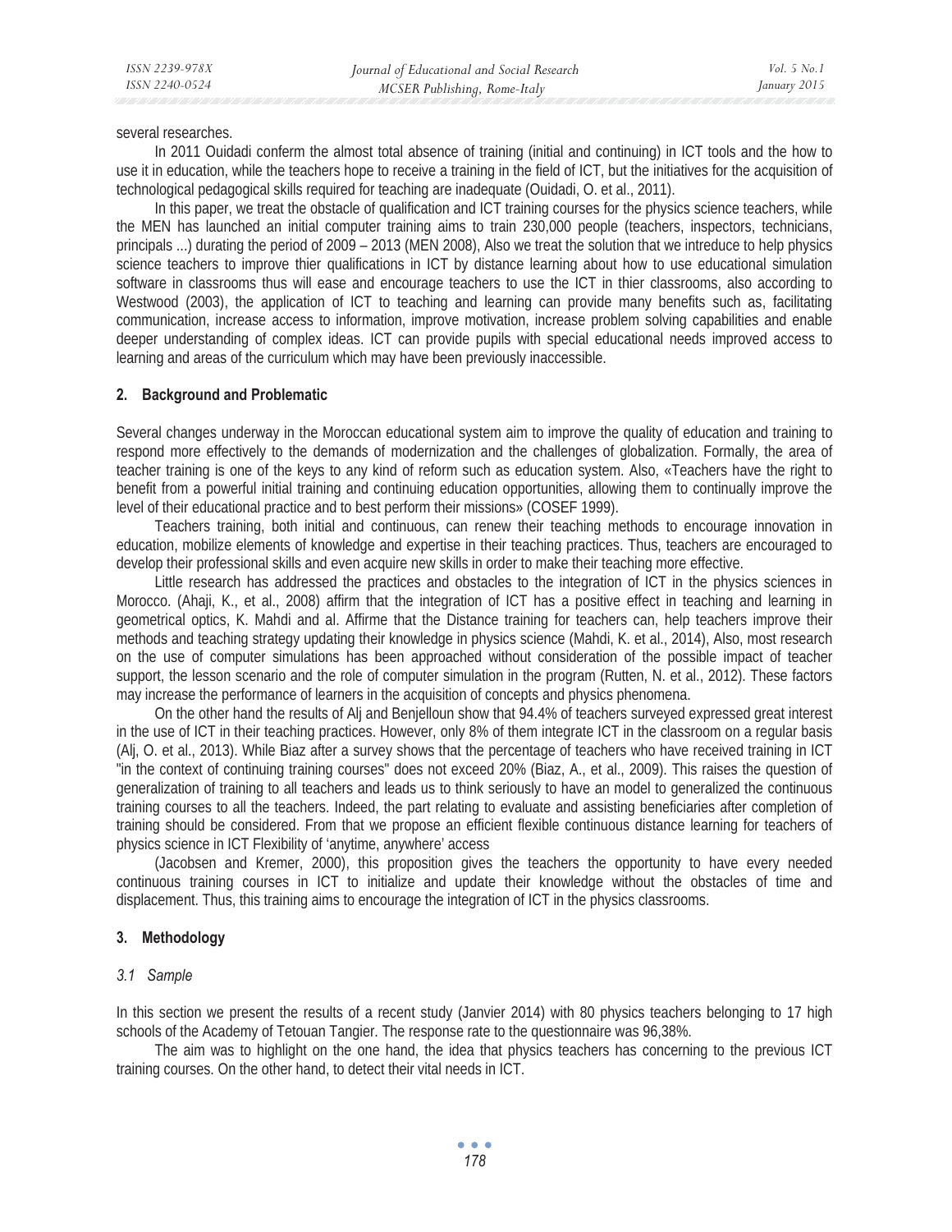several researches.

In 2011 Ouidadi confirm the almost total absence of training (initial and continuing) in ICT tools and the how to use it in education, while the teachers hope to receive a training in the field of ICT, but the initiatives for the acquisition of technological pedagogical skills required for teaching are inadequate (Ouidadi, O. et al., 2011).

In this paper, we treat the obstacle of qualification and ICT training courses for the physics science teachers, while the MEN has launched an initial computer training aims to train 230,000 people (teachers, inspectors, technicians, principals ...) durating the period of 2009 – 2013 (MEN 2008), Also we treat the solution that we intreduce to help physics science teachers to improve thier qualifications in ICT by distance learning about how to use educational simulation software in classrooms thus will ease and encourage teachers to use the ICT in thier classrooms, also according to Westwood (2003), the application of ICT to teaching and learning can provide many benefits such as, facilitating communication, increase access to information, improve motivation, increase problem solving capabilities and enable deeper understanding of complex ideas. ICT can provide pupils with special educational needs improved access to learning and areas of the curriculum which may have been previously inaccessible.

## 2. Background and Problematic

Several changes underway in the Moroccan educational system aim to improve the quality of education and training to respond more effectively to the demands of modernization and the challenges of globalization. Formally, the area of teacher training is one of the keys to any kind of reform such as education system. Also, «Teachers have the right to benefit from a powerful initial training and continuing education opportunities, allowing them to continually improve the level of their educational practice and to best perform their missions» (COSEF 1999).

Teachers training, both initial and continuous, can renew their teaching methods to encourage innovation in education, mobilize elements of knowledge and expertise in their teaching practices. Thus, teachers are encouraged to develop their professional skills and even acquire new skills in order to make their teaching more effective.

Little research has addressed the practices and obstacles to the integration of ICT in the physics sciences in Morocco. (Ahaji, K., et al., 2008) affirm that the integration of ICT has a positive effect in teaching and learning in geometrical optics, K. Mahdi and al. Affirme that the Distance training for teachers can, help teachers improve their methods and teaching strategy updating their knowledge in physics science (Mahdi, K. et al., 2014), Also, most research on the use of computer simulations has been approached without consideration of the possible impact of teacher support, the lesson scenario and the role of computer simulation in the program (Rutten, N. et al., 2012). These factors may increase the performance of learners in the acquisition of concepts and physics phenomena.

On the other hand the results of Alj and Benjelloun show that 94.4% of teachers surveyed expressed great interest in the use of ICT in their teaching practices. However, only 8% of them integrate ICT in the classroom on a regular basis (Alj, O. et al., 2013). While Biaz after a survey shows that the percentage of teachers who have received training in ICT "in the context of continuing training courses" does not exceed 20% (Biaz, A., et al., 2009). This raises the question of generalization of training to all teachers and leads us to think seriously to have an model to generalized the continuous training courses to all the teachers. Indeed, the part relating to evaluate and assisting beneficiaries after completion of training should be considered. From that we propose an efficient flexible continuous distance learning for teachers of physics science in ICT Flexibility of 'anytime, anywhere' access

(Jacobsen and Kremer, 2000), this proposition gives the teachers the opportunity to have every needed continuous training courses in ICT to initialize and update their knowledge without the obstacles of time and displacement. Thus, this training aims to encourage the integration of ICT in the physics classrooms.

## 3. Methodology

### *3.1 Sample*

In this section we present the results of a recent study (Janvier 2014) with 80 physics teachers belonging to 17 high schools of the Academy of Tetouan Tangier. The response rate to the questionnaire was 96,38%.

The aim was to highlight on the one hand, the idea that physics teachers has concerning to the previous ICT training courses. On the other hand, to detect their vital needs in ICT.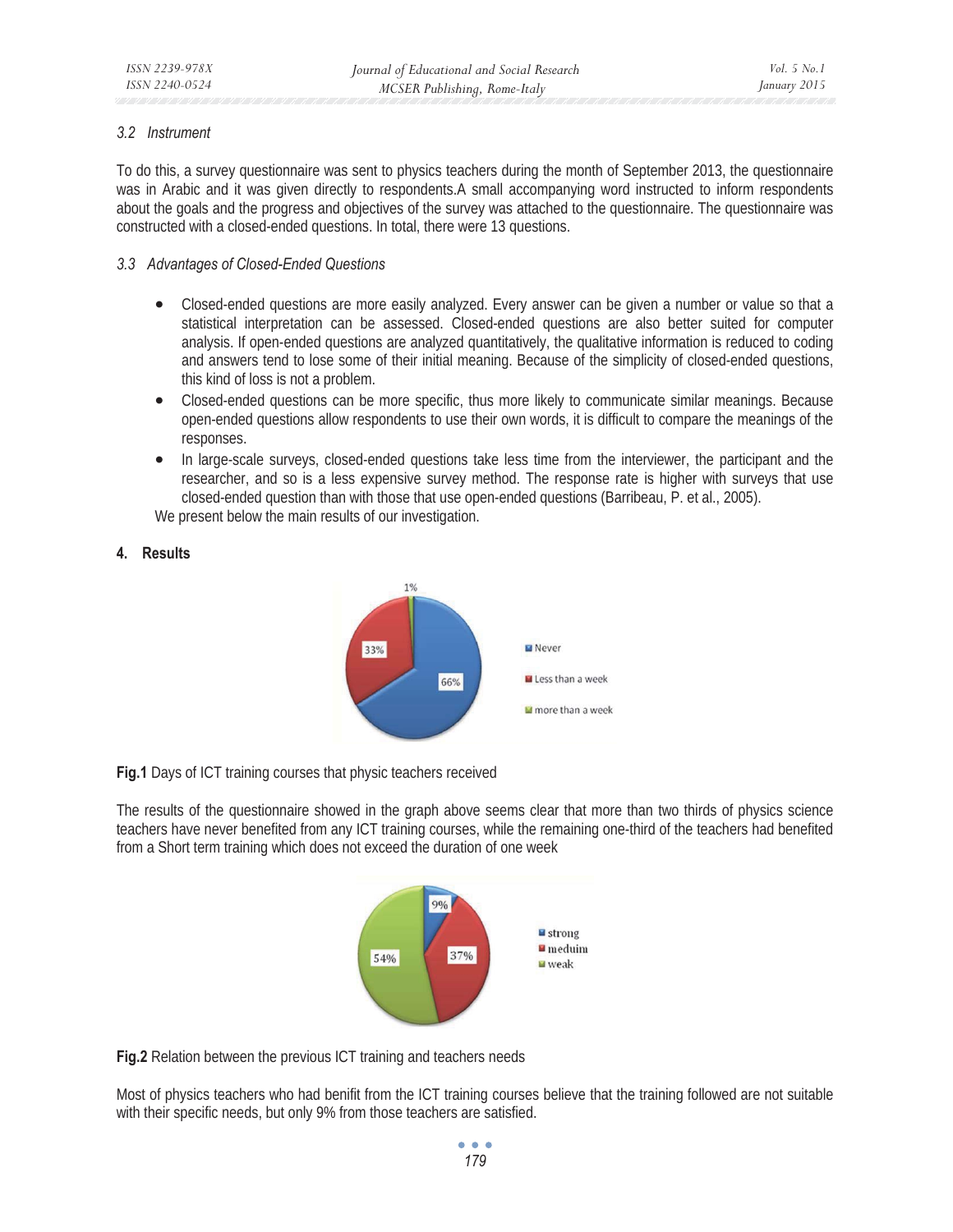### 3.2 Instrument

To do this, a survey questionnaire was sent to physics teachers during the month of September 2013, the questionnaire was in Arabic and it was given directly to respondents.A small accompanying word instructed to inform respondents about the goals and the progress and objectives of the survey was attached to the questionnaire. The questionnaire was constructed with a closed-ended questions. In total, there were 13 questions.

### 3.3 Advantages of Closed-Ended Questions

- Closed-ended questions are more easily analyzed. Every answer can be given a number or value so that a statistical interpretation can be assessed. Closed-ended questions are also better suited for computer analysis. If open-ended questions are analyzed quantitatively, the qualitative information is reduced to coding and answers tend to lose some of their initial meaning. Because of the simplicity of closed-ended questions, this kind of loss is not a problem.
- Closed-ended questions can be more specific, thus more likely to communicate similar meanings. Because open-ended questions allow respondents to use their own words, it is difficult to compare the meanings of the responses.
- In large-scale surveys, closed-ended questions take less time from the interviewer, the participant and the researcher, and so is a less expensive survey method. The response rate is higher with surveys that use closed-ended question than with those that use open-ended questions (Barribeau, P. et al., 2005).

We present below the main results of our investigation.

## 4. Results

1%
33%
66%
Never
Less than a week
more than a week

**Fig.1** Days of ICT training courses that physic teachers received

The results of the questionnaire showed in the graph above seems clear that more than two thirds of physics science teachers have never benefited from any ICT training courses, while the remaining one-third of the teachers had benefited from a Short term training which does not exceed the duration of one week

9%
54%
37%
strong
meduim
weak

**Fig.2** Relation between the previous ICT training and teachers needs

Most of physics teachers who had benifit from the ICT training courses believe that the training followed are not suitable with their specific needs, but only 9% from those teachers are satisfied.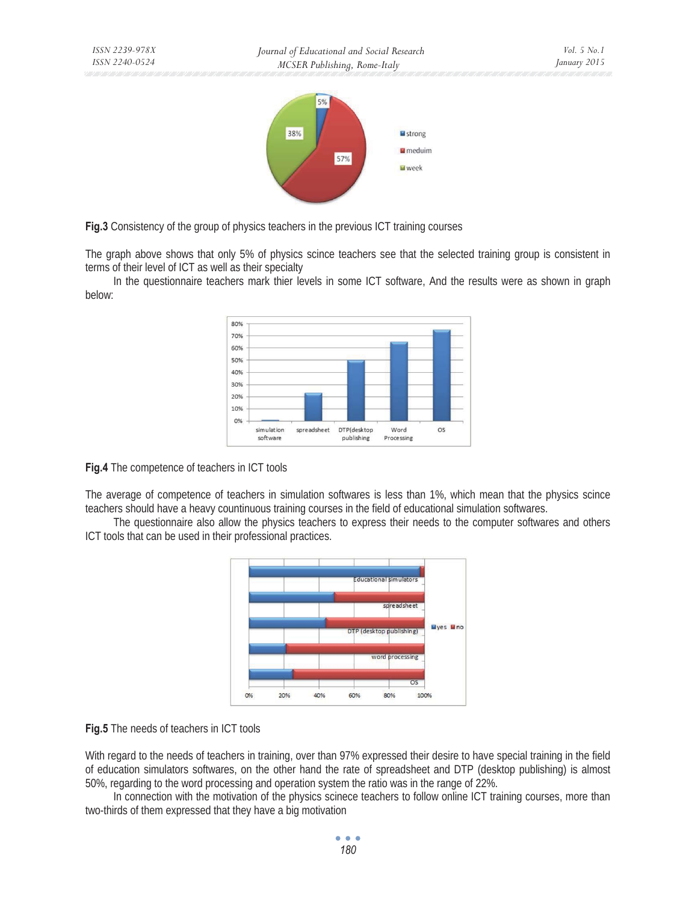5%

38%

57%

strong

meduim

week

**Fig.3** Consistency of the group of physics teachers in the previous ICT training courses

The graph above shows that only 5% of physics scince teachers see that the selected training group is consistent in terms of their level of ICT as well as their specialty

In the questionnaire teachers mark thier levels in some ICT software, And the results were as shown in graph below:

80%
70%
60%
50%
40%
30%
20%
10%
0%

simulation software
spreadsheet
DTP(desktop publishing
Word Processing
OS

**Fig.4** The competence of teachers in ICT tools

The average of competence of teachers in simulation softwares is less than 1%, which mean that the physics scince teachers should have a heavy countinuous training courses in the field of educational simulation softwares.

The questionnaire also allow the physics teachers to express their needs to the computer softwares and others ICT tools that can be used in their professional practices.

Educational simulators
spreadsheet
DTP (desktop publishing)
word processing
OS

yes
no

0%
20%
40%
60%
80%
100%

**Fig.5** The needs of teachers in ICT tools

With regard to the needs of teachers in training, over than 97% expressed their desire to have special training in the field of education simulators softwares, on the other hand the rate of spreadsheet and DTP (desktop publishing) is almost 50%, regarding to the word processing and operation system the ratio was in the range of 22%.

In connection with the motivation of the physics scinece teachers to follow online ICT training courses, more than two-thirds of them expressed that they have a big motivation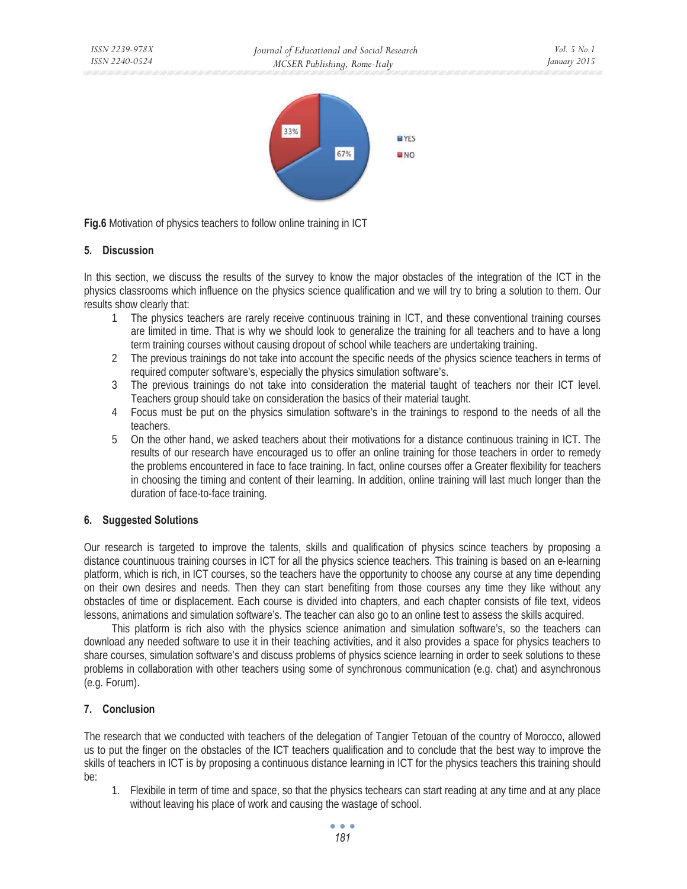33%

67%

YES

NO

**Fig.6** Motivation of physics teachers to follow online training in ICT

## 5. Discussion

In this section, we discuss the results of the survey to know the major obstacles of the integration of the ICT in the physics classrooms which influence on the physics science qualification and we will try to bring a solution to them. Our results show clearly that:

1. The physics teachers are rarely receive continuous training in ICT, and these conventional training courses are limited in time. That is why we should look to generalize the training for all teachers and to have a long term training courses without causing dropout of school while teachers are undertaking training.
2. The previous trainings do not take into account the specific needs of the physics science teachers in terms of required computer software's, especially the physics simulation software's.
3. The previous trainings do not take into consideration the material taught of teachers nor their ICT level. Teachers group should take on consideration the basics of their material taught.
4. Focus must be put on the physics simulation software's in the trainings to respond to the needs of all the teachers.
5. On the other hand, we asked teachers about their motivations for a distance continuous training in ICT. The results of our research have encouraged us to offer an online training for those teachers in order to remedy the problems encountered in face to face training. In fact, online courses offer a Greater flexibility for teachers in choosing the timing and content of their learning. In addition, online training will last much longer than the duration of face-to-face training.

## 6. Suggested Solutions

Our research is targeted to improve the talents, skills and qualification of physics scince teachers by proposing a distance countinuous training courses in ICT for all the physics science teachers. This training is based on an e-learning platform, which is rich, in ICT courses, so the teachers have the opportunity to choose any course at any time depending on their own desires and needs. Then they can start benefiting from those courses any time they like without any obstacles of time or displacement. Each course is divided into chapters, and each chapter consists of file text, videos lessons, animations and simulation software's. The teacher can also go to an online test to assess the skills acquired.

This platform is rich also with the physics science animation and simulation software's, so the teachers can download any needed software to use it in their teaching activities, and it also provides a space for physics teachers to share courses, simulation software's and discuss problems of physics science learning in order to seek solutions to these problems in collaboration with other teachers using some of synchronous communication (e.g. chat) and asynchronous (e.g. Forum).

## 7. Conclusion

The research that we conducted with teachers of the delegation of Tangier Tetouan of the country of Morocco, allowed us to put the finger on the obstacles of the ICT teachers qualification and to conclude that the best way to improve the skills of teachers in ICT is by proposing a continuous distance learning in ICT for the physics teachers this training should be:

1. Flexibile in term of time and space, so that the physics techears can start reading at any time and at any place without leaving his place of work and causing the wastage of school.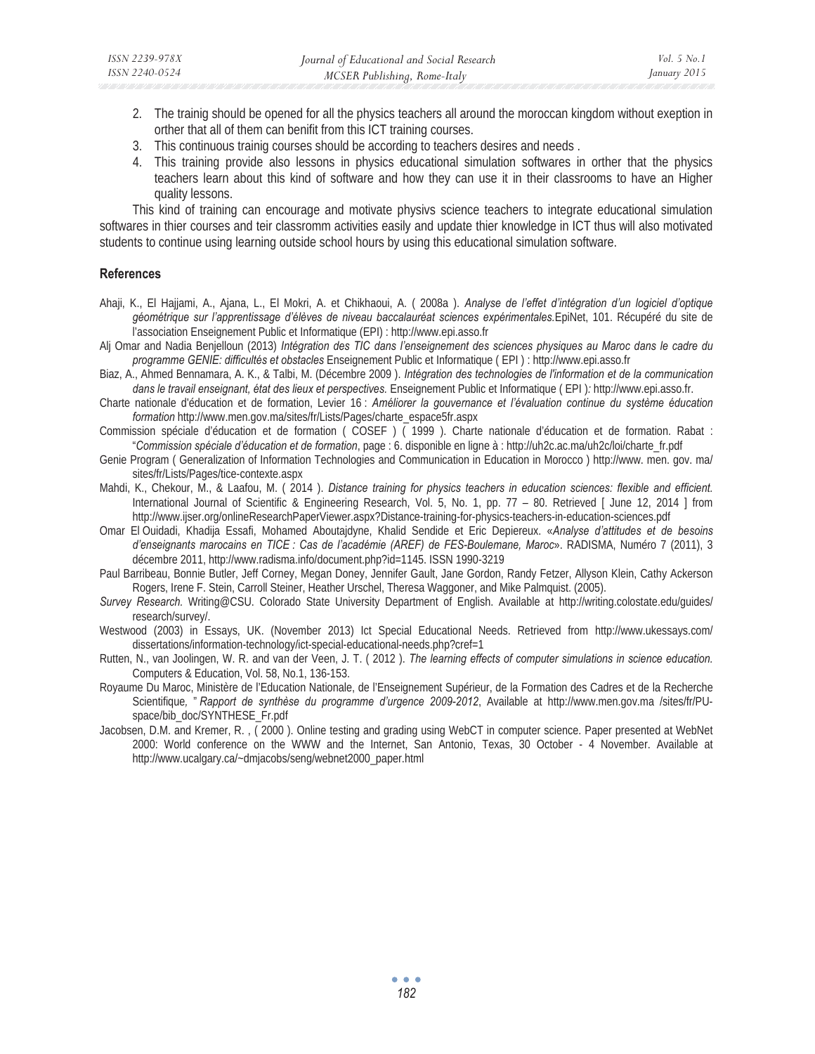2. The trainig should be opened for all the physics teachers all around the moroccan kingdom without exeption in orther that all of them can benifit from this ICT training courses.
3. This continuous trainig courses should be according to teachers desires and needs .
4. This training provide also lessons in physics educational simulation softwares in orther that the physics teachers learn about this kind of software and how they can use it in their classrooms to have an Higher quality lessons.

This kind of training can encourage and motivate physivs science teachers to integrate educational simulation softwares in thier courses and teir classromm activities easily and update thier knowledge in ICT thus will also motivated students to continue using learning outside school hours by using this educational simulation software.

## References

Ahaji, K., El Hajjami, A., Ajana, L., El Mokri, A. et Chikhaoui, A. ( 2008a ). *Analyse de l'effet d'intégration d'un logiciel d'optique géométrique sur l'apprentissage d'élèves de niveau baccalauréat sciences expérimentales.*EpiNet, 101. Récupéré du site de l'association Enseignement Public et Informatique (EPI) : http://www.epi.asso.fr

Alj Omar and Nadia Benjelloun (2013) *Intégration des TIC dans l'enseignement des sciences physiques au Maroc dans le cadre du programme GENIE: difficultés et obstacles* Enseignement Public et Informatique ( EPI ) : http://www.epi.asso.fr

Biaz, A., Ahmed Bennamara, A. K., & Talbi, M. (Décembre 2009 ). *Intégration des technologies de l'information et de la communication dans le travail enseignant, état des lieux et perspectives.* Enseignement Public et Informatique ( EPI )*:* http://www.epi.asso.fr.

Charte nationale d'éducation et de formation, Levier 16 : *Améliorer la gouvernance et l'évaluation continue du système éducation formation* http://www.men.gov.ma/sites/fr/Lists/Pages/charte_espace5fr.aspx

Commission spéciale d'éducation et de formation ( COSEF ) ( 1999 ). Charte nationale d'éducation et de formation. Rabat : "*Commission spéciale d'éducation et de formation*, page : 6. disponible en ligne à : http://uh2c.ac.ma/uh2c/loi/charte_fr.pdf

Genie Program ( Generalization of Information Technologies and Communication in Education in Morocco ) http://www. men. gov. ma/ sites/fr/Lists/Pages/tice-contexte.aspx

Mahdi, K., Chekour, M., & Laafou, M. ( 2014 ). *Distance training for physics teachers in education sciences: flexible and efficient.* International Journal of Scientific & Engineering Research, Vol. 5, No. 1, pp. 77 – 80. Retrieved [ June 12, 2014 ] from http://www.ijser.org/onlineResearchPaperViewer.aspx?Distance-training-for-physics-teachers-in-education-sciences.pdf

Omar El Ouidadi, Khadija Essafi, Mohamed Aboutajdyne, Khalid Sendide et Eric Depiereux. «*Analyse d'attitudes et de besoins d'enseignants marocains en TICE : Cas de l'académie (AREF) de FES-Boulemane, Maroc*». RADISMA, Numéro 7 (2011), 3 décembre 2011, http://www.radisma.info/document.php?id=1145. ISSN 1990-3219

Paul Barribeau, Bonnie Butler, Jeff Corney, Megan Doney, Jennifer Gault, Jane Gordon, Randy Fetzer, Allyson Klein, Cathy Ackerson Rogers, Irene F. Stein, Carroll Steiner, Heather Urschel, Theresa Waggoner, and Mike Palmquist. (2005).

*Survey Research.* Writing@CSU. Colorado State University Department of English. Available at http://writing.colostate.edu/guides/ research/survey/.

Westwood (2003) in Essays, UK. (November 2013) Ict Special Educational Needs. Retrieved from http://www.ukessays.com/ dissertations/information-technology/ict-special-educational-needs.php?cref=1

Rutten, N., van Joolingen, W. R. and van der Veen, J. T. ( 2012 ). *The learning effects of computer simulations in science education.* Computers & Education, Vol. 58, No.1, 136-153.

Royaume Du Maroc, Ministère de l'Education Nationale, de l'Enseignement Supérieur, de la Formation des Cadres et de la Recherche Scientifique*, " Rapport de synthèse du programme d'urgence 2009-2012*, Available at http://www.men.gov.ma /sites/fr/PU-space/bib_doc/SYNTHESE_Fr.pdf

Jacobsen, D.M. and Kremer, R. , ( 2000 ). Online testing and grading using WebCT in computer science. Paper presented at WebNet 2000: World conference on the WWW and the Internet, San Antonio, Texas, 30 October - 4 November. Available at http://www.ucalgary.ca/~dmjacobs/seng/webnet2000_paper.html